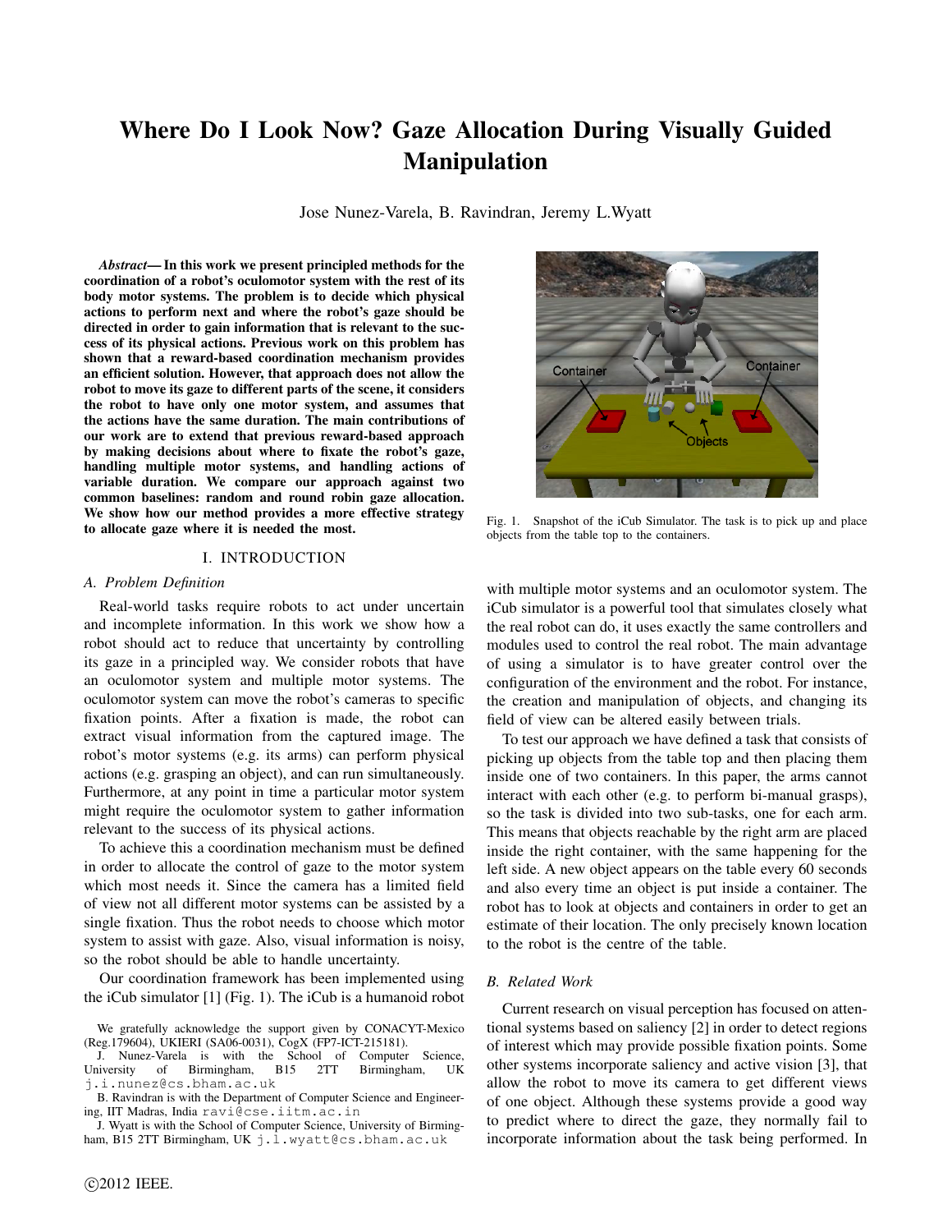# Where Do I Look Now? Gaze Allocation During Visually Guided Manipulation

Jose Nunez-Varela, B. Ravindran, Jeremy L.Wyatt

***Abstract*— In this work we present principled methods for the coordination of a robot's oculomotor system with the rest of its body motor systems. The problem is to decide which physical actions to perform next and where the robot's gaze should be directed in order to gain information that is relevant to the success of its physical actions. Previous work on this problem has shown that a reward-based coordination mechanism provides an efficient solution. However, that approach does not allow the robot to move its gaze to different parts of the scene, it considers the robot to have only one motor system, and assumes that the actions have the same duration. The main contributions of our work are to extend that previous reward-based approach by making decisions about where to fixate the robot's gaze, handling multiple motor systems, and handling actions of variable duration. We compare our approach against two common baselines: random and round robin gaze allocation. We show how our method provides a more effective strategy to allocate gaze where it is needed the most.**

## I. INTRODUCTION

### A. Problem Definition

Real-world tasks require robots to act under uncertain and incomplete information. In this work we show how a robot should act to reduce that uncertainty by controlling its gaze in a principled way. We consider robots that have an oculomotor system and multiple motor systems. The oculomotor system can move the robot's cameras to specific fixation points. After a fixation is made, the robot can extract visual information from the captured image. The robot's motor systems (e.g. its arms) can perform physical actions (e.g. grasping an object), and can run simultaneously. Furthermore, at any point in time a particular motor system might require the oculomotor system to gather information relevant to the success of its physical actions.

To achieve this a coordination mechanism must be defined in order to allocate the control of gaze to the motor system which most needs it. Since the camera has a limited field of view not all different motor systems can be assisted by a single fixation. Thus the robot needs to choose which motor system to assist with gaze. Also, visual information is noisy, so the robot should be able to handle uncertainty.

Our coordination framework has been implemented using the iCub simulator [1] (Fig. 1). The iCub is a humanoid robot with multiple motor systems and an oculomotor system. The iCub simulator is a powerful tool that simulates closely what the real robot can do, it uses exactly the same controllers and modules used to control the real robot. The main advantage of using a simulator is to have greater control over the configuration of the environment and the robot. For instance, the creation and manipulation of objects, and changing its field of view can be altered easily between trials.

Fig. 1. Snapshot of the iCub Simulator. The task is to pick up and place objects from the table top to the containers.

To test our approach we have defined a task that consists of picking up objects from the table top and then placing them inside one of two containers. In this paper, the arms cannot interact with each other (e.g. to perform bi-manual grasps), so the task is divided into two sub-tasks, one for each arm. This means that objects reachable by the right arm are placed inside the right container, with the same happening for the left side. A new object appears on the table every 60 seconds and also every time an object is put inside a container. The robot has to look at objects and containers in order to get an estimate of their location. The only precisely known location to the robot is the centre of the table.

### B. Related Work

Current research on visual perception has focused on attentional systems based on saliency [2] in order to detect regions of interest which may provide possible fixation points. Some other systems incorporate saliency and active vision [3], that allow the robot to move its camera to get different views of one object. Although these systems provide a good way to predict where to direct the gaze, they normally fail to incorporate information about the task being performed. In

We gratefully acknowledge the support given by CONACYT-Mexico (Reg.179604), UKIERI (SA06-0031), CogX (FP7-ICT-215181).

J. Nunez-Varela is with the School of Computer Science, University of Birmingham, B15 2TT Birmingham, UK j.i.nunez@cs.bham.ac.uk

B. Ravindran is with the Department of Computer Science and Engineering, IIT Madras, India ravi@cse.iitm.ac.in

J. Wyatt is with the School of Computer Science, University of Birmingham, B15 2TT Birmingham, UK j.l.wyatt@cs.bham.ac.uk

©2012 IEEE.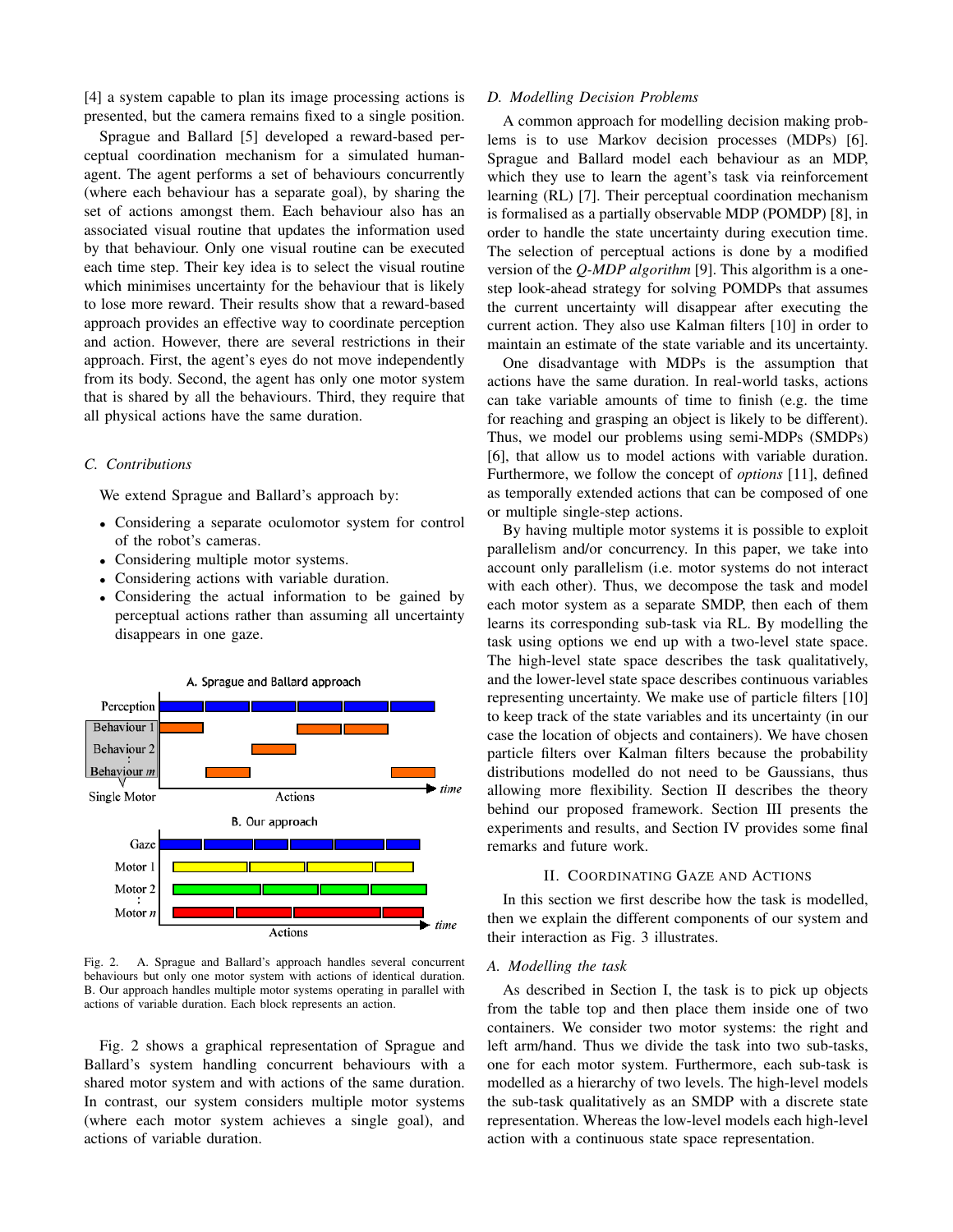[4] a system capable to plan its image processing actions is presented, but the camera remains fixed to a single position.

Sprague and Ballard [5] developed a reward-based perceptual coordination mechanism for a simulated human-agent. The agent performs a set of behaviours concurrently (where each behaviour has a separate goal), by sharing the set of actions amongst them. Each behaviour also has an associated visual routine that updates the information used by that behaviour. Only one visual routine can be executed each time step. Their key idea is to select the visual routine which minimises uncertainty for the behaviour that is likely to lose more reward. Their results show that a reward-based approach provides an effective way to coordinate perception and action. However, there are several restrictions in their approach. First, the agent's eyes do not move independently from its body. Second, the agent has only one motor system that is shared by all the behaviours. Third, they require that all physical actions have the same duration.

### C. Contributions

We extend Sprague and Ballard's approach by:

- Considering a separate oculomotor system for control of the robot's cameras.
- Considering multiple motor systems.
- Considering actions with variable duration.
- Considering the actual information to be gained by perceptual actions rather than assuming all uncertainty disappears in one gaze.

A. Sprague and Ballard approach

Perception

Behaviour 1

Behaviour 2

Behaviour *m*

Single Motor

Actions

*time*

B. Our approach

Gaze

Motor 1

Motor 2

Motor *n*

Actions

*time*

Fig. 2. A. Sprague and Ballard's approach handles several concurrent behaviours but only one motor system with actions of identical duration. B. Our approach handles multiple motor systems operating in parallel with actions of variable duration. Each block represents an action.

Fig. 2 shows a graphical representation of Sprague and Ballard's system handling concurrent behaviours with a shared motor system and with actions of the same duration. In contrast, our system considers multiple motor systems (where each motor system achieves a single goal), and actions of variable duration.

### D. Modelling Decision Problems

A common approach for modelling decision making problems is to use Markov decision processes (MDPs) [6]. Sprague and Ballard model each behaviour as an MDP, which they use to learn the agent's task via reinforcement learning (RL) [7]. Their perceptual coordination mechanism is formalised as a partially observable MDP (POMDP) [8], in order to handle the state uncertainty during execution time. The selection of perceptual actions is done by a modified version of the *Q-MDP algorithm* [9]. This algorithm is a one-step look-ahead strategy for solving POMDPs that assumes the current uncertainty will disappear after executing the current action. They also use Kalman filters [10] in order to maintain an estimate of the state variable and its uncertainty.

One disadvantage with MDPs is the assumption that actions have the same duration. In real-world tasks, actions can take variable amounts of time to finish (e.g. the time for reaching and grasping an object is likely to be different). Thus, we model our problems using semi-MDPs (SMDPs) [6], that allow us to model actions with variable duration. Furthermore, we follow the concept of *options* [11], defined as temporally extended actions that can be composed of one or multiple single-step actions.

By having multiple motor systems it is possible to exploit parallelism and/or concurrency. In this paper, we take into account only parallelism (i.e. motor systems do not interact with each other). Thus, we decompose the task and model each motor system as a separate SMDP, then each of them learns its corresponding sub-task via RL. By modelling the task using options we end up with a two-level state space. The high-level state space describes the task qualitatively, and the lower-level state space describes continuous variables representing uncertainty. We make use of particle filters [10] to keep track of the state variables and its uncertainty (in our case the location of objects and containers). We have chosen particle filters over Kalman filters because the probability distributions modelled do not need to be Gaussians, thus allowing more flexibility. Section II describes the theory behind our proposed framework. Section III presents the experiments and results, and Section IV provides some final remarks and future work.

## II. Coordinating Gaze and Actions

In this section we first describe how the task is modelled, then we explain the different components of our system and their interaction as Fig. 3 illustrates.

### A. Modelling the task

As described in Section I, the task is to pick up objects from the table top and then place them inside one of two containers. We consider two motor systems: the right and left arm/hand. Thus we divide the task into two sub-tasks, one for each motor system. Furthermore, each sub-task is modelled as a hierarchy of two levels. The high-level models the sub-task qualitatively as an SMDP with a discrete state representation. Whereas the low-level models each high-level action with a continuous state space representation.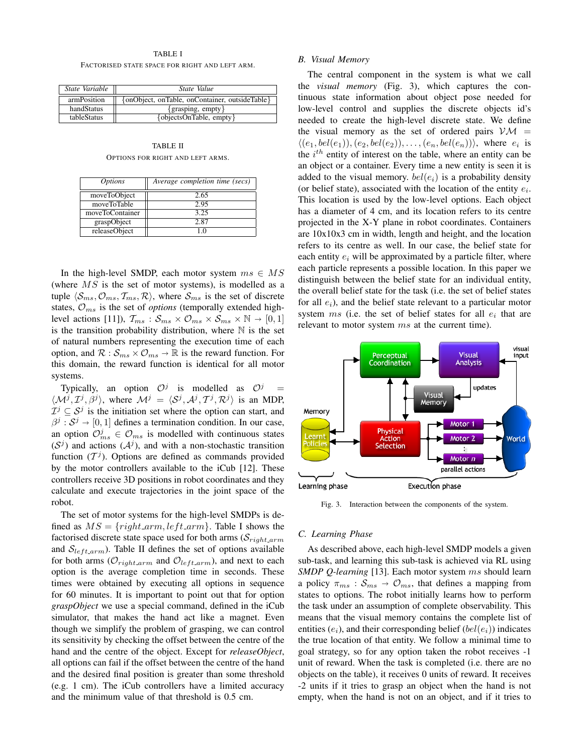TABLE I

FACTORISED STATE SPACE FOR RIGHT AND LEFT ARM.

| *State Variable* | *State Value* |
|---|---|
| armPosition | {onObject, onTable, onContainer, outsideTable} |
| handStatus | {grasping, empty} |
| tableStatus | {objectsOnTable, empty} |

TABLE II

OPTIONS FOR RIGHT AND LEFT ARMS.

| *Options* | *Average completion time (secs)* |
|---|---|
| moveToObject | 2.65 |
| moveToTable | 2.95 |
| moveToContainer | 3.25 |
| graspObject | 2.87 |
| releaseObject | 1.0 |

In the high-level SMDP, each motor system $ms \in MS$ (where $MS$ is the set of motor systems), is modelled as a tuple $\langle \mathcal{S}_{ms}, \mathcal{O}_{ms}, \mathcal{T}_{ms}, \mathcal{R} \rangle$, where $\mathcal{S}_{ms}$ is the set of discrete states, $\mathcal{O}_{ms}$ is the set of *options* (temporally extended high-level actions [11]), $\mathcal{T}_{ms} : \mathcal{S}_{ms} \times \mathcal{O}_{ms} \times \mathcal{S}_{ms} \times \mathbb{N} \rightarrow [0, 1]$ is the transition probability distribution, where $\mathbb{N}$ is the set of natural numbers representing the execution time of each option, and $\mathcal{R} : \mathcal{S}_{ms} \times \mathcal{O}_{ms} \rightarrow \mathbb{R}$ is the reward function. For this domain, the reward function is identical for all motor systems.

Typically, an option $\mathcal{O}^j$ is modelled as $\mathcal{O}^j = \langle \mathcal{M}^j, \mathcal{I}^j, \beta^j \rangle$, where $\mathcal{M}^j = \langle \mathcal{S}^j, \mathcal{A}^j, \mathcal{T}^j, \mathcal{R}^j \rangle$ is an MDP, $\mathcal{I}^j \subseteq \mathcal{S}^j$ is the initiation set where the option can start, and $\beta^j : \mathcal{S}^j \rightarrow [0, 1]$ defines a termination condition. In our case, an option $\mathcal{O}^j_{ms} \in \mathcal{O}_{ms}$ is modelled with continuous states ($\mathcal{S}^j$) and actions ($\mathcal{A}^j$), and with a non-stochastic transition function ($\mathcal{T}^j$). Options are defined as commands provided by the motor controllers available to the iCub [12]. These controllers receive 3D positions in robot coordinates and they calculate and execute trajectories in the joint space of the robot.

The set of motor systems for the high-level SMDPs is defined as $MS = \{right\_arm, left\_arm\}$. Table I shows the factorised discrete state space used for both arms ($\mathcal{S}_{right\_arm}$ and $\mathcal{S}_{left\_arm}$). Table II defines the set of options available for both arms ($\mathcal{O}_{right\_arm}$ and $\mathcal{O}_{left\_arm}$), and next to each option is the average completion time in seconds. These times were obtained by executing all options in sequence for 60 minutes. It is important to point out that for option *graspObject* we use a special command, defined in the iCub simulator, that makes the hand act like a magnet. Even though we simplify the problem of grasping, we can control its sensitivity by checking the offset between the centre of the hand and the centre of the object. Except for *releaseObject*, all options can fail if the offset between the centre of the hand and the desired final position is greater than some threshold (e.g. 1 cm). The iCub controllers have a limited accuracy and the minimum value of that threshold is 0.5 cm.

### B. Visual Memory

The central component in the system is what we call the *visual memory* (Fig. 3), which captures the continuous state information about object pose needed for low-level control and supplies the discrete objects id's needed to create the high-level discrete state. We define the visual memory as the set of ordered pairs $\mathcal{VM} = \langle (e_1, bel(e_1)), (e_2, bel(e_2)), \ldots, (e_n, bel(e_n)) \rangle$, where $e_i$ is the $i^{th}$ entity of interest on the table, where an entity can be an object or a container. Every time a new entity is seen it is added to the visual memory. $bel(e_i)$ is a probability density (or belief state), associated with the location of the entity $e_i$. This location is used by the low-level options. Each object has a diameter of 4 cm, and its location refers to its centre projected in the X-Y plane in robot coordinates. Containers are 10x10x3 cm in width, length and height, and the location refers to its centre as well. In our case, the belief state for each entity $e_i$ will be approximated by a particle filter, where each particle represents a possible location. In this paper we distinguish between the belief state for an individual entity, the overall belief state for the task (i.e. the set of belief states for all $e_i$), and the belief state relevant to a particular motor system $ms$ (i.e. the set of belief states for all $e_i$ that are relevant to motor system $ms$ at the current time).

Fig. 3. Interaction between the components of the system.

### C. Learning Phase

As described above, each high-level SMDP models a given sub-task, and learning this sub-task is achieved via RL using *SMDP Q-learning* [13]. Each motor system $ms$ should learn a policy $\pi_{ms} : \mathcal{S}_{ms} \rightarrow \mathcal{O}_{ms}$, that defines a mapping from states to options. The robot initially learns how to perform the task under an assumption of complete observability. This means that the visual memory contains the complete list of entities ($e_i$), and their corresponding belief ($bel(e_i)$) indicates the true location of that entity. We follow a minimal time to goal strategy, so for any option taken the robot receives -1 unit of reward. When the task is completed (i.e. there are no objects on the table), it receives 0 units of reward. It receives -2 units if it tries to grasp an object when the hand is not empty, when the hand is not on an object, and if it tries to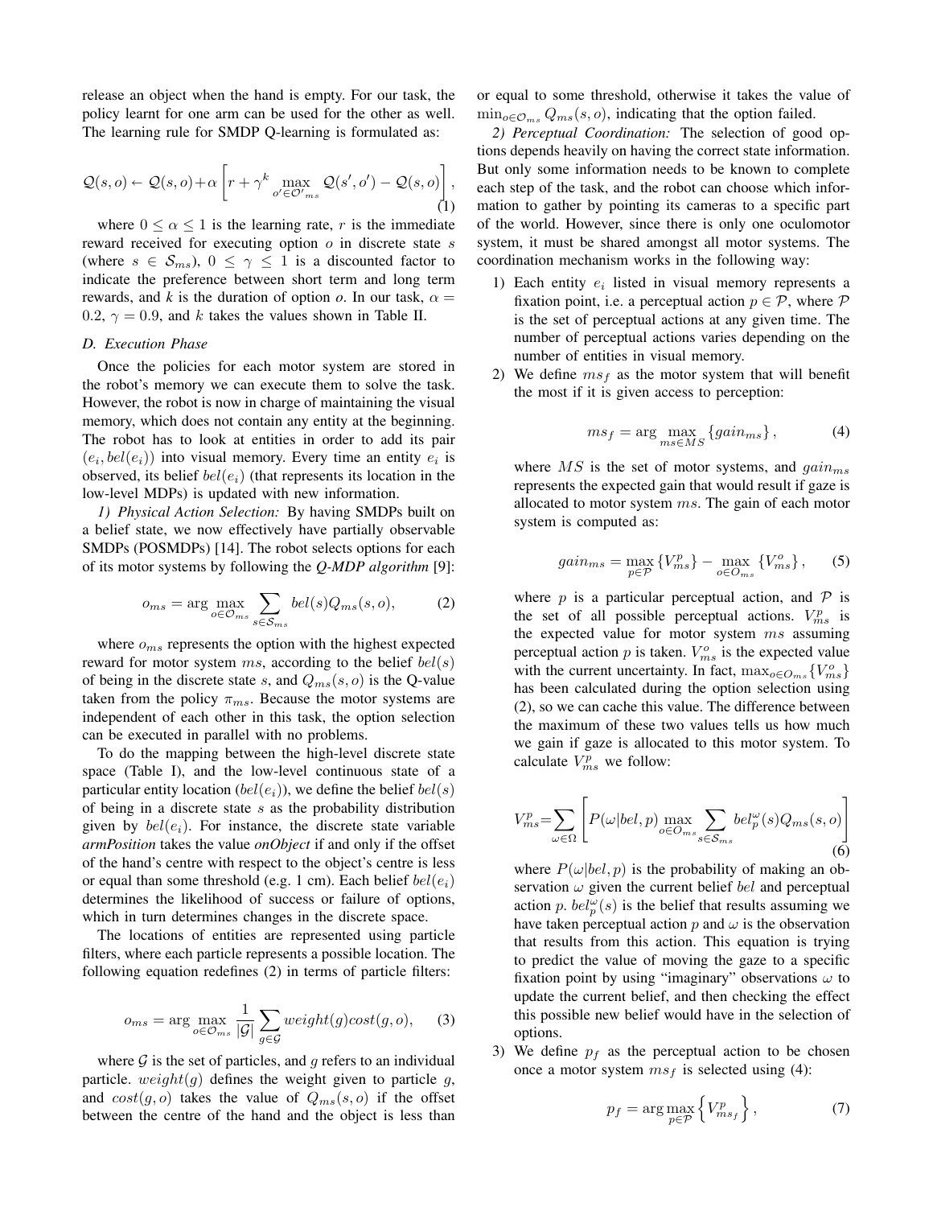release an object when the hand is empty. For our task, the policy learnt for one arm can be used for the other as well. The learning rule for SMDP Q-learning is formulated as:

$$\mathcal{Q}(s,o) \leftarrow \mathcal{Q}(s,o) + \alpha \left[ r + \gamma^k \max_{o' \in \mathcal{O}'_{ms}} \mathcal{Q}(s',o') - \mathcal{Q}(s,o) \right], \tag{1}$$

where $0 \leq \alpha \leq 1$ is the learning rate, $r$ is the immediate reward received for executing option $o$ in discrete state $s$ (where $s \in \mathcal{S}_{ms}$), $0 \leq \gamma \leq 1$ is a discounted factor to indicate the preference between short term and long term rewards, and *k* is the duration of option *o*. In our task, $\alpha = 0.2$, $\gamma = 0.9$, and $k$ takes the values shown in Table II.

### D. Execution Phase

Once the policies for each motor system are stored in the robot's memory we can execute them to solve the task. However, the robot is now in charge of maintaining the visual memory, which does not contain any entity at the beginning. The robot has to look at entities in order to add its pair $(e_i, bel(e_i))$ into visual memory. Every time an entity $e_i$ is observed, its belief $bel(e_i)$ (that represents its location in the low-level MDPs) is updated with new information.

*1) Physical Action Selection:* By having SMDPs built on a belief state, we now effectively have partially observable SMDPs (POSMDPs) [14]. The robot selects options for each of its motor systems by following the ***Q-MDP algorithm*** [9]:

$$o_{ms} = \arg\max_{o \in \mathcal{O}_{ms}} \sum_{s \in \mathcal{S}_{ms}} bel(s) Q_{ms}(s,o), \tag{2}$$

where $o_{ms}$ represents the option with the highest expected reward for motor system $ms$, according to the belief $bel(s)$ of being in the discrete state $s$, and $Q_{ms}(s,o)$ is the Q-value taken from the policy $\pi_{ms}$. Because the motor systems are independent of each other in this task, the option selection can be executed in parallel with no problems.

To do the mapping between the high-level discrete state space (Table I), and the low-level continuous state of a particular entity location ($bel(e_i)$), we define the belief $bel(s)$ of being in a discrete state $s$ as the probability distribution given by $bel(e_i)$. For instance, the discrete state variable ***armPosition*** takes the value ***onObject*** if and only if the offset of the hand's centre with respect to the object's centre is less or equal than some threshold (e.g. 1 cm). Each belief $bel(e_i)$ determines the likelihood of success or failure of options, which in turn determines changes in the discrete space.

The locations of entities are represented using particle filters, where each particle represents a possible location. The following equation redefines (2) in terms of particle filters:

$$o_{ms} = \arg\max_{o \in \mathcal{O}_{ms}} \frac{1}{|\mathcal{G}|} \sum_{g \in \mathcal{G}} weight(g) cost(g,o), \tag{3}$$

where $\mathcal{G}$ is the set of particles, and $g$ refers to an individual particle. $weight(g)$ defines the weight given to particle $g$, and $cost(g,o)$ takes the value of $Q_{ms}(s,o)$ if the offset between the centre of the hand and the object is less than or equal to some threshold, otherwise it takes the value of $\min_{o \in \mathcal{O}_{ms}} Q_{ms}(s,o)$, indicating that the option failed.

*2) Perceptual Coordination:* The selection of good options depends heavily on having the correct state information. But only some information needs to be known to complete each step of the task, and the robot can choose which information to gather by pointing its cameras to a specific part of the world. However, since there is only one oculomotor system, it must be shared amongst all motor systems. The coordination mechanism works in the following way:

1) Each entity $e_i$ listed in visual memory represents a fixation point, i.e. a perceptual action $p \in \mathcal{P}$, where $\mathcal{P}$ is the set of perceptual actions at any given time. The number of perceptual actions varies depending on the number of entities in visual memory.
2) We define $ms_f$ as the motor system that will benefit the most if it is given access to perception:

$$ms_f = \arg\max_{ms \in MS} \{gain_{ms}\}, \tag{4}$$

where $MS$ is the set of motor systems, and $gain_{ms}$ represents the expected gain that would result if gaze is allocated to motor system $ms$. The gain of each motor system is computed as:

$$gain_{ms} = \max_{p \in \mathcal{P}} \{V^p_{ms}\} - \max_{o \in O_{ms}} \{V^o_{ms}\}, \tag{5}$$

where $p$ is a particular perceptual action, and $\mathcal{P}$ is the set of all possible perceptual actions. $V^p_{ms}$ is the expected value for motor system $ms$ assuming perceptual action $p$ is taken. $V^o_{ms}$ is the expected value with the current uncertainty. In fact, $\max_{o \in O_{ms}}\{V^o_{ms}\}$ has been calculated during the option selection using (2), so we can cache this value. The difference between the maximum of these two values tells us how much we gain if gaze is allocated to this motor system. To calculate $V^p_{ms}$ we follow:

$$V^p_{ms} = \sum_{\omega \in \Omega} \left[ P(\omega | bel, p) \max_{o \in O_{ms}} \sum_{s \in \mathcal{S}_{ms}} bel^{\omega}_p(s) Q_{ms}(s,o) \right] \tag{6}$$

where $P(\omega|bel,p)$ is the probability of making an observation $\omega$ given the current belief $bel$ and perceptual action $p$. $bel^{\omega}_p(s)$ is the belief that results assuming we have taken perceptual action $p$ and $\omega$ is the observation that results from this action. This equation is trying to predict the value of moving the gaze to a specific fixation point by using "imaginary" observations $\omega$ to update the current belief, and then checking the effect this possible new belief would have in the selection of options.
3) We define $p_f$ as the perceptual action to be chosen once a motor system $ms_f$ is selected using (4):

$$p_f = \arg\max_{p \in \mathcal{P}} \left\{ V^p_{ms_f} \right\}, \tag{7}$$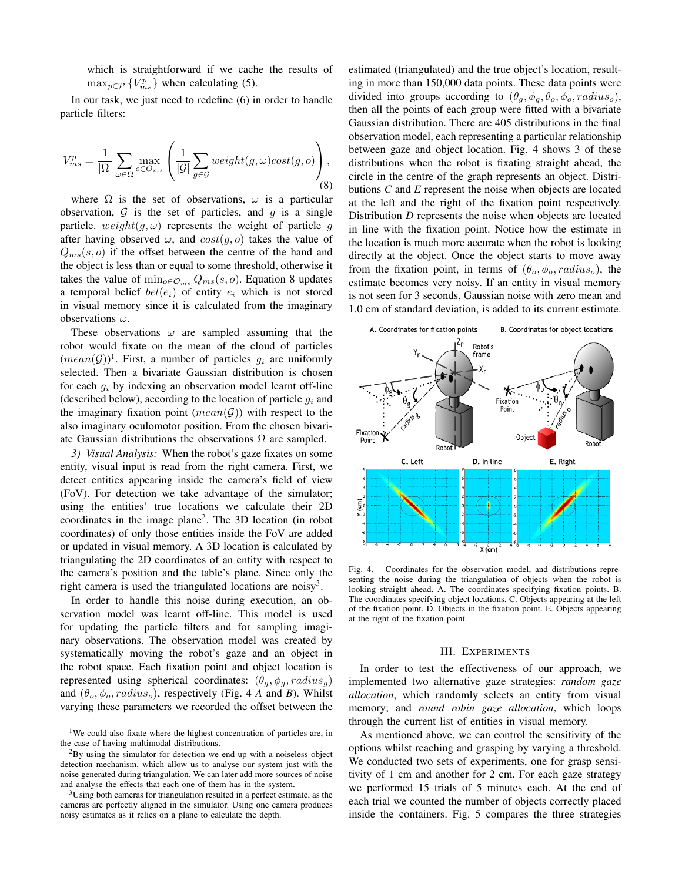which is straightforward if we cache the results of $\max_{p \in \mathcal{P}} \{V^p_{ms}\}$ when calculating (5).

In our task, we just need to redefine (6) in order to handle particle filters:

$$V^p_{ms} = \frac{1}{|\Omega|} \sum_{\omega \in \Omega} \max_{o \in O_{ms}} \left( \frac{1}{|\mathcal{G}|} \sum_{g \in \mathcal{G}} weight(g, \omega) cost(g, o) \right), \tag{8}$$

where $\Omega$ is the set of observations, $\omega$ is a particular observation, $\mathcal{G}$ is the set of particles, and $g$ is a single particle. $weight(g, \omega)$ represents the weight of particle $g$ after having observed $\omega$, and $cost(g, o)$ takes the value of $Q_{ms}(s, o)$ if the offset between the centre of the hand and the object is less than or equal to some threshold, otherwise it takes the value of $\min_{o \in \mathcal{O}_{ms}} Q_{ms}(s, o)$. Equation 8 updates a temporal belief $bel(e_i)$ of entity $e_i$ which is not stored in visual memory since it is calculated from the imaginary observations $\omega$.

These observations $\omega$ are sampled assuming that the robot would fixate on the mean of the cloud of particles $(mean(\mathcal{G}))$[1]. First, a number of particles $g_i$ are uniformly selected. Then a bivariate Gaussian distribution is chosen for each $g_i$ by indexing an observation model learnt off-line (described below), according to the location of particle $g_i$ and the imaginary fixation point ($mean(\mathcal{G})$) with respect to the also imaginary oculomotor position. From the chosen bivariate Gaussian distributions the observations $\Omega$ are sampled.

*3) Visual Analysis:* When the robot's gaze fixates on some entity, visual input is read from the right camera. First, we detect entities appearing inside the camera's field of view (FoV). For detection we take advantage of the simulator; using the entities' true locations we calculate their 2D coordinates in the image plane[2]. The 3D location (in robot coordinates) of only those entities inside the FoV are added or updated in visual memory. A 3D location is calculated by triangulating the 2D coordinates of an entity with respect to the camera's position and the table's plane. Since only the right camera is used the triangulated locations are noisy[3].

In order to handle this noise during execution, an observation model was learnt off-line. This model is used for updating the particle filters and for sampling imaginary observations. The observation model was created by systematically moving the robot's gaze and an object in the robot space. Each fixation point and object location is represented using spherical coordinates: $(\theta_g, \phi_g, radius_g)$ and $(\theta_o, \phi_o, radius_o)$, respectively (Fig. 4 *A* and *B*). Whilst varying these parameters we recorded the offset between the estimated (triangulated) and the true object's location, resulting in more than 150,000 data points. These data points were divided into groups according to $(\theta_g, \phi_g, \theta_o, \phi_o, radius_o)$, then all the points of each group were fitted with a bivariate Gaussian distribution. There are 405 distributions in the final observation model, each representing a particular relationship between gaze and object location. Fig. 4 shows 3 of these distributions when the robot is fixating straight ahead, the circle in the centre of the graph represents an object. Distributions *C* and *E* represent the noise when objects are located at the left and the right of the fixation point respectively. Distribution *D* represents the noise when objects are located in line with the fixation point. Notice how the estimate in the location is much more accurate when the robot is looking directly at the object. Once the object starts to move away from the fixation point, in terms of $(\theta_o, \phi_o, radius_o)$, the estimate becomes very noisy. If an entity in visual memory is not seen for 3 seconds, Gaussian noise with zero mean and 1.0 cm of standard deviation, is added to its current estimate.

Fig. 4. Coordinates for the observation model, and distributions representing the noise during the triangulation of objects when the robot is looking straight ahead. A. The coordinates specifying fixation points. B. The coordinates specifying object locations. C. Objects appearing at the left of the fixation point. D. Objects in the fixation point. E. Objects appearing at the right of the fixation point.

## III. Experiments

In order to test the effectiveness of our approach, we implemented two alternative gaze strategies: *random gaze allocation*, which randomly selects an entity from visual memory; and *round robin gaze allocation*, which loops through the current list of entities in visual memory.

As mentioned above, we can control the sensitivity of the options whilst reaching and grasping by varying a threshold. We conducted two sets of experiments, one for grasp sensitivity of 1 cm and another for 2 cm. For each gaze strategy we performed 15 trials of 5 minutes each. At the end of each trial we counted the number of objects correctly placed inside the containers. Fig. 5 compares the three strategies

[1] We could also fixate where the highest concentration of particles are, in the case of having multimodal distributions.

[2] By using the simulator for detection we end up with a noiseless object detection mechanism, which allow us to analyse our system just with the noise generated during triangulation. We can later add more sources of noise and analyse the effects that each one of them has in the system.

[3] Using both cameras for triangulation resulted in a perfect estimate, as the cameras are perfectly aligned in the simulator. Using one camera produces noisy estimates as it relies on a plane to calculate the depth.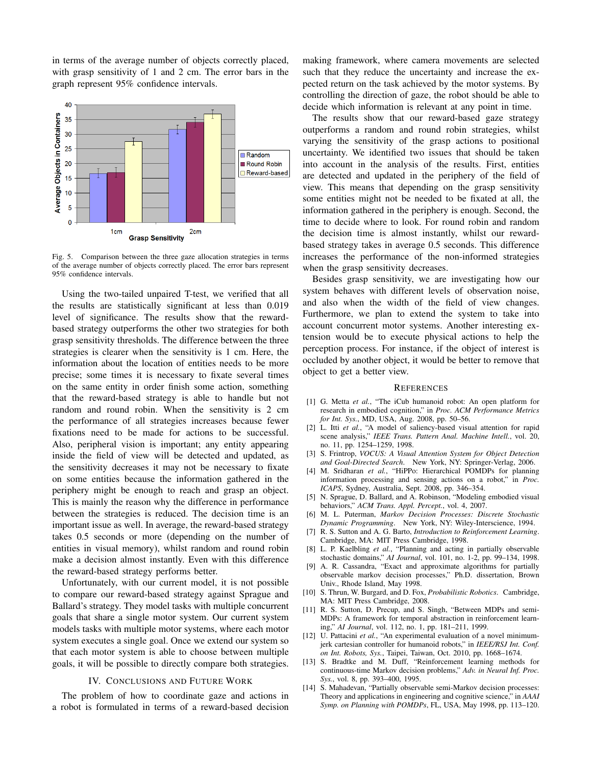in terms of the average number of objects correctly placed, with grasp sensitivity of 1 and 2 cm. The error bars in the graph represent 95% confidence intervals.

Average Objects in Containers
40
35
30
25
20
15
10
5
0
1cm
2cm
Grasp Sensitivity
Random
Round Robin
Reward-based

Fig. 5. Comparison between the three gaze allocation strategies in terms of the average number of objects correctly placed. The error bars represent 95% confidence intervals.

Using the two-tailed unpaired T-test, we verified that all the results are statistically significant at less than 0.019 level of significance. The results show that the reward-based strategy outperforms the other two strategies for both grasp sensitivity thresholds. The difference between the three strategies is clearer when the sensitivity is 1 cm. Here, the information about the location of entities needs to be more precise; some times it is necessary to fixate several times on the same entity in order finish some action, something that the reward-based strategy is able to handle but not random and round robin. When the sensitivity is 2 cm the performance of all strategies increases because fewer fixations need to be made for actions to be successful. Also, peripheral vision is important; any entity appearing inside the field of view will be detected and updated, as the sensitivity decreases it may not be necessary to fixate on some entities because the information gathered in the periphery might be enough to reach and grasp an object. This is mainly the reason why the difference in performance between the strategies is reduced. The decision time is an important issue as well. In average, the reward-based strategy takes 0.5 seconds or more (depending on the number of entities in visual memory), whilst random and round robin make a decision almost instantly. Even with this difference the reward-based strategy performs better.

Unfortunately, with our current model, it is not possible to compare our reward-based strategy against Sprague and Ballard's strategy. They model tasks with multiple concurrent goals that share a single motor system. Our current system models tasks with multiple motor systems, where each motor system executes a single goal. Once we extend our system so that each motor system is able to choose between multiple goals, it will be possible to directly compare both strategies.

## IV. Conclusions and Future Work

The problem of how to coordinate gaze and actions in a robot is formulated in terms of a reward-based decision making framework, where camera movements are selected such that they reduce the uncertainty and increase the expected return on the task achieved by the motor systems. By controlling the direction of gaze, the robot should be able to decide which information is relevant at any point in time.

The results show that our reward-based gaze strategy outperforms a random and round robin strategies, whilst varying the sensitivity of the grasp actions to positional uncertainty. We identified two issues that should be taken into account in the analysis of the results. First, entities are detected and updated in the periphery of the field of view. This means that depending on the grasp sensitivity some entities might not be needed to be fixated at all, the information gathered in the periphery is enough. Second, the time to decide where to look. For round robin and random the decision time is almost instantly, whilst our reward-based strategy takes in average 0.5 seconds. This difference increases the performance of the non-informed strategies when the grasp sensitivity decreases.

Besides grasp sensitivity, we are investigating how our system behaves with different levels of observation noise, and also when the width of the field of view changes. Furthermore, we plan to extend the system to take into account concurrent motor systems. Another interesting extension would be to execute physical actions to help the perception process. For instance, if the object of interest is occluded by another object, it would be better to remove that object to get a better view.

## References

[1] G. Metta *et al.*, "The iCub humanoid robot: An open platform for research in embodied cognition," in *Proc. ACM Performance Metrics for Int. Sys.*, MD, USA, Aug. 2008, pp. 50–56.

[2] L. Itti *et al.*, "A model of saliency-based visual attention for rapid scene analysis," *IEEE Trans. Pattern Anal. Machine Intell.*, vol. 20, no. 11, pp. 1254–1259, 1998.

[3] S. Frintrop, *VOCUS: A Visual Attention System for Object Detection and Goal-Directed Search*. New York, NY: Springer-Verlag, 2006.

[4] M. Sridharan *et al.*, "HiPPo: Hierarchical POMDPs for planning information processing and sensing actions on a robot," in *Proc. ICAPS*, Sydney, Australia, Sept. 2008, pp. 346–354.

[5] N. Sprague, D. Ballard, and A. Robinson, "Modeling embodied visual behaviors," *ACM Trans. Appl. Percept.*, vol. 4, 2007.

[6] M. L. Puterman, *Markov Decision Processes: Discrete Stochastic Dynamic Programming*. New York, NY: Wiley-Interscience, 1994.

[7] R. S. Sutton and A. G. Barto, *Introduction to Reinforcement Learning*. Cambridge, MA: MIT Press Cambridge, 1998.

[8] L. P. Kaelbling *et al.*, "Planning and acting in partially observable stochastic domains," *AI Journal*, vol. 101, no. 1-2, pp. 99–134, 1998.

[9] A. R. Cassandra, "Exact and approximate algorithms for partially observable markov decision processes," Ph.D. dissertation, Brown Univ., Rhode Island, May 1998.

[10] S. Thrun, W. Burgard, and D. Fox, *Probabilistic Robotics*. Cambridge, MA: MIT Press Cambridge, 2008.

[11] R. S. Sutton, D. Precup, and S. Singh, "Between MDPs and semi-MDPs: A framework for temporal abstraction in reinforcement learning," *AI Journal*, vol. 112, no. 1, pp. 181–211, 1999.

[12] U. Pattacini *et al.*, "An experimental evaluation of a novel minimum-jerk cartesian controller for humanoid robots," in *IEEE/RSJ Int. Conf. on Int. Robots, Sys.*, Taipei, Taiwan, Oct. 2010, pp. 1668–1674.

[13] S. Bradtke and M. Duff, "Reinforcement learning methods for continuous-time Markov decision problems," *Adv. in Neural Inf. Proc. Sys.*, vol. 8, pp. 393–400, 1995.

[14] S. Mahadevan, "Partially observable semi-Markov decision processes: Theory and applications in engineering and cognitive science," in *AAAI Symp. on Planning with POMDPs*, FL, USA, May 1998, pp. 113–120.